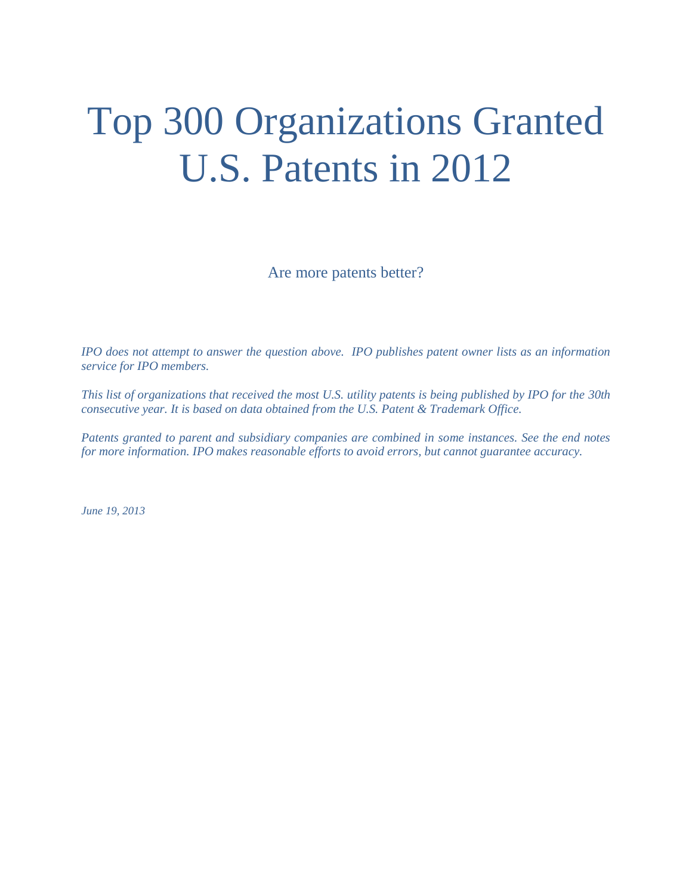# Top 300 Organizations Granted U.S. Patents in 2012

Are more patents better?

*IPO does not attempt to answer the question above. IPO publishes patent owner lists as an information service for IPO members.*

*This list of organizations that received the most U.S. utility patents is being published by IPO for the 30th consecutive year. It is based on data obtained from the U.S. Patent & Trademark Office.*

*Patents granted to parent and subsidiary companies are combined in some instances. See the end notes for more information. IPO makes reasonable efforts to avoid errors, but cannot guarantee accuracy.*

*June 19, 2013*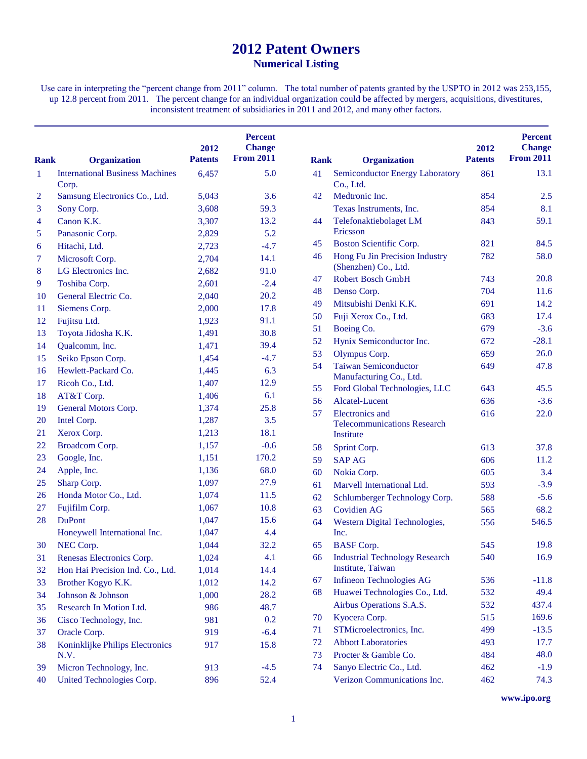# 2012 Patent Owners

## Numerical Listing

Use care in interpreting the "percent change from 2011" column. The total number of patents granted by the USPTO in 2012 was 253,155, up 12.8 percent from 2011. The percent change for an individual organization could be affected by mergers, acquisitions, divestitures, inconsistent treatment of subsidiaries in 2011 and 2012, and many other factors.

| Rank | Organization | 2012 Patents | Percent Change From 2011 |
|---|---|---|---|
| 1 | International Business Machines Corp. | 6,457 | 5.0 |
| 2 | Samsung Electronics Co., Ltd. | 5,043 | 3.6 |
| 3 | Sony Corp. | 3,608 | 59.3 |
| 4 | Canon K.K. | 3,307 | 13.2 |
| 5 | Panasonic Corp. | 2,829 | 5.2 |
| 6 | Hitachi, Ltd. | 2,723 | -4.7 |
| 7 | Microsoft Corp. | 2,704 | 14.1 |
| 8 | LG Electronics Inc. | 2,682 | 91.0 |
| 9 | Toshiba Corp. | 2,601 | -2.4 |
| 10 | General Electric Co. | 2,040 | 20.2 |
| 11 | Siemens Corp. | 2,000 | 17.8 |
| 12 | Fujitsu Ltd. | 1,923 | 91.1 |
| 13 | Toyota Jidosha K.K. | 1,491 | 30.8 |
| 14 | Qualcomm, Inc. | 1,471 | 39.4 |
| 15 | Seiko Epson Corp. | 1,454 | -4.7 |
| 16 | Hewlett-Packard Co. | 1,445 | 6.3 |
| 17 | Ricoh Co., Ltd. | 1,407 | 12.9 |
| 18 | AT&T Corp. | 1,406 | 6.1 |
| 19 | General Motors Corp. | 1,374 | 25.8 |
| 20 | Intel Corp. | 1,287 | 3.5 |
| 21 | Xerox Corp. | 1,213 | 18.1 |
| 22 | Broadcom Corp. | 1,157 | -0.6 |
| 23 | Google, Inc. | 1,151 | 170.2 |
| 24 | Apple, Inc. | 1,136 | 68.0 |
| 25 | Sharp Corp. | 1,097 | 27.9 |
| 26 | Honda Motor Co., Ltd. | 1,074 | 11.5 |
| 27 | Fujifilm Corp. | 1,067 | 10.8 |
| 28 | DuPont | 1,047 | 15.6 |
| | Honeywell International Inc. | 1,047 | 4.4 |
| 30 | NEC Corp. | 1,044 | 32.2 |
| 31 | Renesas Electronics Corp. | 1,024 | 4.1 |
| 32 | Hon Hai Precision Ind. Co., Ltd. | 1,014 | 14.4 |
| 33 | Brother Kogyo K.K. | 1,012 | 14.2 |
| 34 | Johnson & Johnson | 1,000 | 28.2 |
| 35 | Research In Motion Ltd. | 986 | 48.7 |
| 36 | Cisco Technology, Inc. | 981 | 0.2 |
| 37 | Oracle Corp. | 919 | -6.4 |
| 38 | Koninklijke Philips Electronics N.V. | 917 | 15.8 |
| 39 | Micron Technology, Inc. | 913 | -4.5 |
| 40 | United Technologies Corp. | 896 | 52.4 |
| 41 | Semiconductor Energy Laboratory Co., Ltd. | 861 | 13.1 |
| 42 | Medtronic Inc. | 854 | 2.5 |
| | Texas Instruments, Inc. | 854 | 8.1 |
| 44 | Telefonaktiebolaget LM Ericsson | 843 | 59.1 |
| 45 | Boston Scientific Corp. | 821 | 84.5 |
| 46 | Hong Fu Jin Precision Industry (Shenzhen) Co., Ltd. | 782 | 58.0 |
| 47 | Robert Bosch GmbH | 743 | 20.8 |
| 48 | Denso Corp. | 704 | 11.6 |
| 49 | Mitsubishi Denki K.K. | 691 | 14.2 |
| 50 | Fuji Xerox Co., Ltd. | 683 | 17.4 |
| 51 | Boeing Co. | 679 | -3.6 |
| 52 | Hynix Semiconductor Inc. | 672 | -28.1 |
| 53 | Olympus Corp. | 659 | 26.0 |
| 54 | Taiwan Semiconductor Manufacturing Co., Ltd. | 649 | 47.8 |
| 55 | Ford Global Technologies, LLC | 643 | 45.5 |
| 56 | Alcatel-Lucent | 636 | -3.6 |
| 57 | Electronics and Telecommunications Research Institute | 616 | 22.0 |
| 58 | Sprint Corp. | 613 | 37.8 |
| 59 | SAP AG | 606 | 11.2 |
| 60 | Nokia Corp. | 605 | 3.4 |
| 61 | Marvell International Ltd. | 593 | -3.9 |
| 62 | Schlumberger Technology Corp. | 588 | -5.6 |
| 63 | Covidien AG | 565 | 68.2 |
| 64 | Western Digital Technologies, Inc. | 556 | 546.5 |
| 65 | BASF Corp. | 545 | 19.8 |
| 66 | Industrial Technology Research Institute, Taiwan | 540 | 16.9 |
| 67 | Infineon Technologies AG | 536 | -11.8 |
| 68 | Huawei Technologies Co., Ltd. | 532 | 49.4 |
| | Airbus Operations S.A.S. | 532 | 437.4 |
| 70 | Kyocera Corp. | 515 | 169.6 |
| 71 | STMicroelectronics, Inc. | 499 | -13.5 |
| 72 | Abbott Laboratories | 493 | 17.7 |
| 73 | Procter & Gamble Co. | 484 | 48.0 |
| 74 | Sanyo Electric Co., Ltd. | 462 | -1.9 |
| | Verizon Communications Inc. | 462 | 74.3 |

www.ipo.org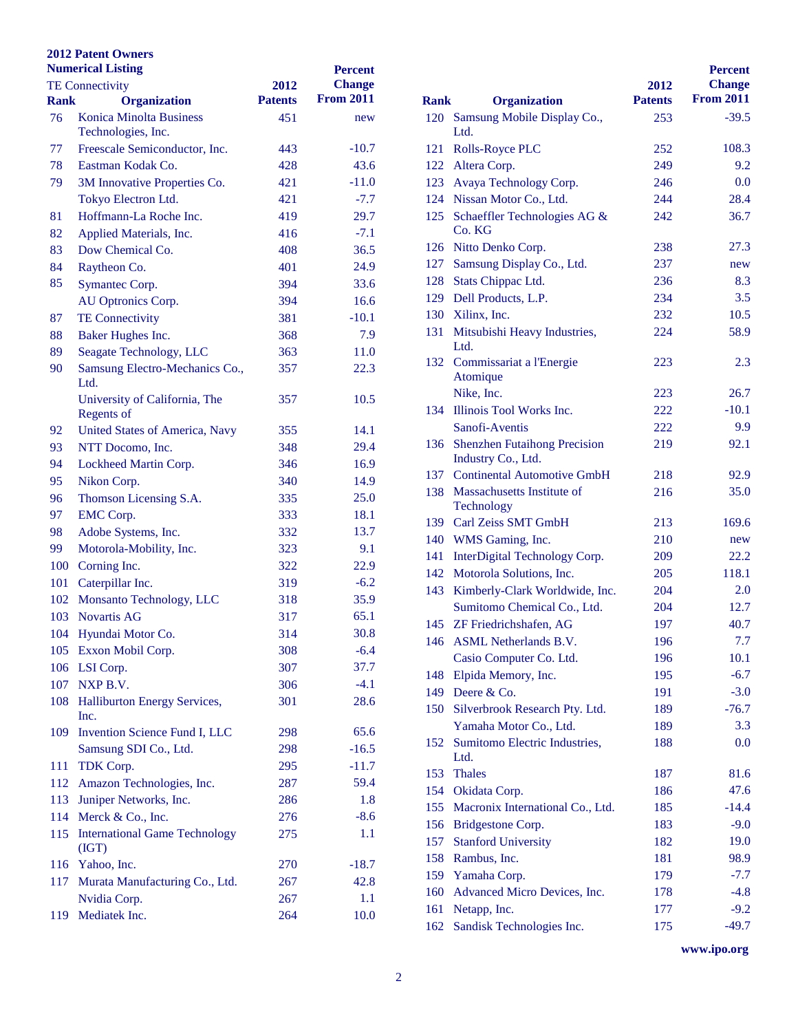**2012 Patent Owners**
**Numerical Listing**

TE Connectivity

| Rank | Organization | 2012 Patents | Percent Change From 2011 |
|---|---|---|---|
| 76 | Konica Minolta Business Technologies, Inc. | 451 | new |
| 77 | Freescale Semiconductor, Inc. | 443 | -10.7 |
| 78 | Eastman Kodak Co. | 428 | 43.6 |
| 79 | 3M Innovative Properties Co. | 421 | -11.0 |
| | Tokyo Electron Ltd. | 421 | -7.7 |
| 81 | Hoffmann-La Roche Inc. | 419 | 29.7 |
| 82 | Applied Materials, Inc. | 416 | -7.1 |
| 83 | Dow Chemical Co. | 408 | 36.5 |
| 84 | Raytheon Co. | 401 | 24.9 |
| 85 | Symantec Corp. | 394 | 33.6 |
| | AU Optronics Corp. | 394 | 16.6 |
| 87 | TE Connectivity | 381 | -10.1 |
| 88 | Baker Hughes Inc. | 368 | 7.9 |
| 89 | Seagate Technology, LLC | 363 | 11.0 |
| 90 | Samsung Electro-Mechanics Co., Ltd. | 357 | 22.3 |
| | University of California, The Regents of | 357 | 10.5 |
| 92 | United States of America, Navy | 355 | 14.1 |
| 93 | NTT Docomo, Inc. | 348 | 29.4 |
| 94 | Lockheed Martin Corp. | 346 | 16.9 |
| 95 | Nikon Corp. | 340 | 14.9 |
| 96 | Thomson Licensing S.A. | 335 | 25.0 |
| 97 | EMC Corp. | 333 | 18.1 |
| 98 | Adobe Systems, Inc. | 332 | 13.7 |
| 99 | Motorola-Mobility, Inc. | 323 | 9.1 |
| 100 | Corning Inc. | 322 | 22.9 |
| 101 | Caterpillar Inc. | 319 | -6.2 |
| 102 | Monsanto Technology, LLC | 318 | 35.9 |
| 103 | Novartis AG | 317 | 65.1 |
| 104 | Hyundai Motor Co. | 314 | 30.8 |
| 105 | Exxon Mobil Corp. | 308 | -6.4 |
| 106 | LSI Corp. | 307 | 37.7 |
| 107 | NXP B.V. | 306 | -4.1 |
| 108 | Halliburton Energy Services, Inc. | 301 | 28.6 |
| 109 | Invention Science Fund I, LLC | 298 | 65.6 |
| | Samsung SDI Co., Ltd. | 298 | -16.5 |
| 111 | TDK Corp. | 295 | -11.7 |
| 112 | Amazon Technologies, Inc. | 287 | 59.4 |
| 113 | Juniper Networks, Inc. | 286 | 1.8 |
| 114 | Merck & Co., Inc. | 276 | -8.6 |
| 115 | International Game Technology (IGT) | 275 | 1.1 |
| 116 | Yahoo, Inc. | 270 | -18.7 |
| 117 | Murata Manufacturing Co., Ltd. | 267 | 42.8 |
| | Nvidia Corp. | 267 | 1.1 |
| 119 | Mediatek Inc. | 264 | 10.0 |
| 120 | Samsung Mobile Display Co., Ltd. | 253 | -39.5 |
| 121 | Rolls-Royce PLC | 252 | 108.3 |
| 122 | Altera Corp. | 249 | 9.2 |
| 123 | Avaya Technology Corp. | 246 | 0.0 |
| 124 | Nissan Motor Co., Ltd. | 244 | 28.4 |
| 125 | Schaeffler Technologies AG & Co. KG | 242 | 36.7 |
| 126 | Nitto Denko Corp. | 238 | 27.3 |
| 127 | Samsung Display Co., Ltd. | 237 | new |
| 128 | Stats Chippac Ltd. | 236 | 8.3 |
| 129 | Dell Products, L.P. | 234 | 3.5 |
| 130 | Xilinx, Inc. | 232 | 10.5 |
| 131 | Mitsubishi Heavy Industries, Ltd. | 224 | 58.9 |
| 132 | Commissariat a l'Energie Atomique | 223 | 2.3 |
| | Nike, Inc. | 223 | 26.7 |
| 134 | Illinois Tool Works Inc. | 222 | -10.1 |
| | Sanofi-Aventis | 222 | 9.9 |
| 136 | Shenzhen Futaihong Precision Industry Co., Ltd. | 219 | 92.1 |
| 137 | Continental Automotive GmbH | 218 | 92.9 |
| 138 | Massachusetts Institute of Technology | 216 | 35.0 |
| 139 | Carl Zeiss SMT GmbH | 213 | 169.6 |
| 140 | WMS Gaming, Inc. | 210 | new |
| 141 | InterDigital Technology Corp. | 209 | 22.2 |
| 142 | Motorola Solutions, Inc. | 205 | 118.1 |
| 143 | Kimberly-Clark Worldwide, Inc. | 204 | 2.0 |
| | Sumitomo Chemical Co., Ltd. | 204 | 12.7 |
| 145 | ZF Friedrichshafen, AG | 197 | 40.7 |
| 146 | ASML Netherlands B.V. | 196 | 7.7 |
| | Casio Computer Co. Ltd. | 196 | 10.1 |
| 148 | Elpida Memory, Inc. | 195 | -6.7 |
| 149 | Deere & Co. | 191 | -3.0 |
| 150 | Silverbrook Research Pty. Ltd. | 189 | -76.7 |
| | Yamaha Motor Co., Ltd. | 189 | 3.3 |
| 152 | Sumitomo Electric Industries, Ltd. | 188 | 0.0 |
| 153 | Thales | 187 | 81.6 |
| 154 | Okidata Corp. | 186 | 47.6 |
| 155 | Macronix International Co., Ltd. | 185 | -14.4 |
| 156 | Bridgestone Corp. | 183 | -9.0 |
| 157 | Stanford University | 182 | 19.0 |
| 158 | Rambus, Inc. | 181 | 98.9 |
| 159 | Yamaha Corp. | 179 | -7.7 |
| 160 | Advanced Micro Devices, Inc. | 178 | -4.8 |
| 161 | Netapp, Inc. | 177 | -9.2 |
| 162 | Sandisk Technologies Inc. | 175 | -49.7 |

www.ipo.org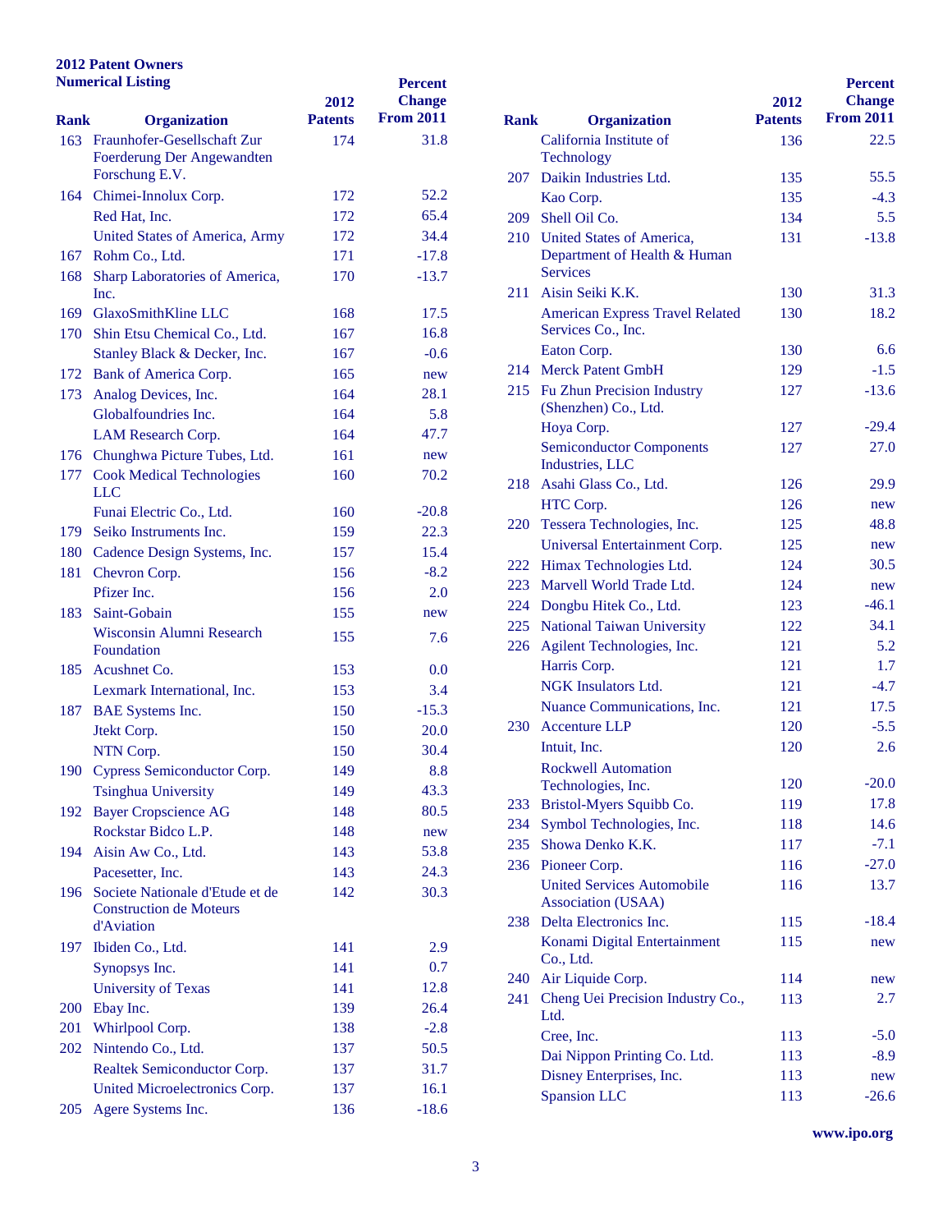**2012 Patent Owners**
**Numerical Listing**

| Rank | Organization | 2012 Patents | Percent Change From 2011 |
|---|---|---|---|
| 163 | Fraunhofer-Gesellschaft Zur Foerderung Der Angewandten Forschung E.V. | 174 | 31.8 |
| 164 | Chimei-Innolux Corp. | 172 | 52.2 |
| | Red Hat, Inc. | 172 | 65.4 |
| | United States of America, Army | 172 | 34.4 |
| 167 | Rohm Co., Ltd. | 171 | -17.8 |
| 168 | Sharp Laboratories of America, Inc. | 170 | -13.7 |
| 169 | GlaxoSmithKline LLC | 168 | 17.5 |
| 170 | Shin Etsu Chemical Co., Ltd. | 167 | 16.8 |
| | Stanley Black & Decker, Inc. | 167 | -0.6 |
| 172 | Bank of America Corp. | 165 | new |
| 173 | Analog Devices, Inc. | 164 | 28.1 |
| | Globalfoundries Inc. | 164 | 5.8 |
| | LAM Research Corp. | 164 | 47.7 |
| 176 | Chunghwa Picture Tubes, Ltd. | 161 | new |
| 177 | Cook Medical Technologies LLC | 160 | 70.2 |
| | Funai Electric Co., Ltd. | 160 | -20.8 |
| 179 | Seiko Instruments Inc. | 159 | 22.3 |
| 180 | Cadence Design Systems, Inc. | 157 | 15.4 |
| 181 | Chevron Corp. | 156 | -8.2 |
| | Pfizer Inc. | 156 | 2.0 |
| 183 | Saint-Gobain | 155 | new |
| | Wisconsin Alumni Research Foundation | 155 | 7.6 |
| 185 | Acushnet Co. | 153 | 0.0 |
| | Lexmark International, Inc. | 153 | 3.4 |
| 187 | BAE Systems Inc. | 150 | -15.3 |
| | Jtekt Corp. | 150 | 20.0 |
| | NTN Corp. | 150 | 30.4 |
| 190 | Cypress Semiconductor Corp. | 149 | 8.8 |
| | Tsinghua University | 149 | 43.3 |
| 192 | Bayer Cropscience AG | 148 | 80.5 |
| | Rockstar Bidco L.P. | 148 | new |
| 194 | Aisin Aw Co., Ltd. | 143 | 53.8 |
| | Pacesetter, Inc. | 143 | 24.3 |
| 196 | Societe Nationale d'Etude et de Construction de Moteurs d'Aviation | 142 | 30.3 |
| 197 | Ibiden Co., Ltd. | 141 | 2.9 |
| | Synopsys Inc. | 141 | 0.7 |
| | University of Texas | 141 | 12.8 |
| 200 | Ebay Inc. | 139 | 26.4 |
| 201 | Whirlpool Corp. | 138 | -2.8 |
| 202 | Nintendo Co., Ltd. | 137 | 50.5 |
| | Realtek Semiconductor Corp. | 137 | 31.7 |
| | United Microelectronics Corp. | 137 | 16.1 |
| 205 | Agere Systems Inc. | 136 | -18.6 |
| | California Institute of Technology | 136 | 22.5 |
| 207 | Daikin Industries Ltd. | 135 | 55.5 |
| | Kao Corp. | 135 | -4.3 |
| 209 | Shell Oil Co. | 134 | 5.5 |
| 210 | United States of America, Department of Health & Human Services | 131 | -13.8 |
| 211 | Aisin Seiki K.K. | 130 | 31.3 |
| | American Express Travel Related Services Co., Inc. | 130 | 18.2 |
| | Eaton Corp. | 130 | 6.6 |
| 214 | Merck Patent GmbH | 129 | -1.5 |
| 215 | Fu Zhun Precision Industry (Shenzhen) Co., Ltd. | 127 | -13.6 |
| | Hoya Corp. | 127 | -29.4 |
| | Semiconductor Components Industries, LLC | 127 | 27.0 |
| 218 | Asahi Glass Co., Ltd. | 126 | 29.9 |
| | HTC Corp. | 126 | new |
| 220 | Tessera Technologies, Inc. | 125 | 48.8 |
| | Universal Entertainment Corp. | 125 | new |
| 222 | Himax Technologies Ltd. | 124 | 30.5 |
| 223 | Marvell World Trade Ltd. | 124 | new |
| 224 | Dongbu Hitek Co., Ltd. | 123 | -46.1 |
| 225 | National Taiwan University | 122 | 34.1 |
| 226 | Agilent Technologies, Inc. | 121 | 5.2 |
| | Harris Corp. | 121 | 1.7 |
| | NGK Insulators Ltd. | 121 | -4.7 |
| | Nuance Communications, Inc. | 121 | 17.5 |
| 230 | Accenture LLP | 120 | -5.5 |
| | Intuit, Inc. | 120 | 2.6 |
| | Rockwell Automation Technologies, Inc. | 120 | -20.0 |
| 233 | Bristol-Myers Squibb Co. | 119 | 17.8 |
| 234 | Symbol Technologies, Inc. | 118 | 14.6 |
| 235 | Showa Denko K.K. | 117 | -7.1 |
| 236 | Pioneer Corp. | 116 | -27.0 |
| | United Services Automobile Association (USAA) | 116 | 13.7 |
| 238 | Delta Electronics Inc. | 115 | -18.4 |
| | Konami Digital Entertainment Co., Ltd. | 115 | new |
| 240 | Air Liquide Corp. | 114 | new |
| 241 | Cheng Uei Precision Industry Co., Ltd. | 113 | 2.7 |
| | Cree, Inc. | 113 | -5.0 |
| | Dai Nippon Printing Co. Ltd. | 113 | -8.9 |
| | Disney Enterprises, Inc. | 113 | new |
| | Spansion LLC | 113 | -26.6 |

www.ipo.org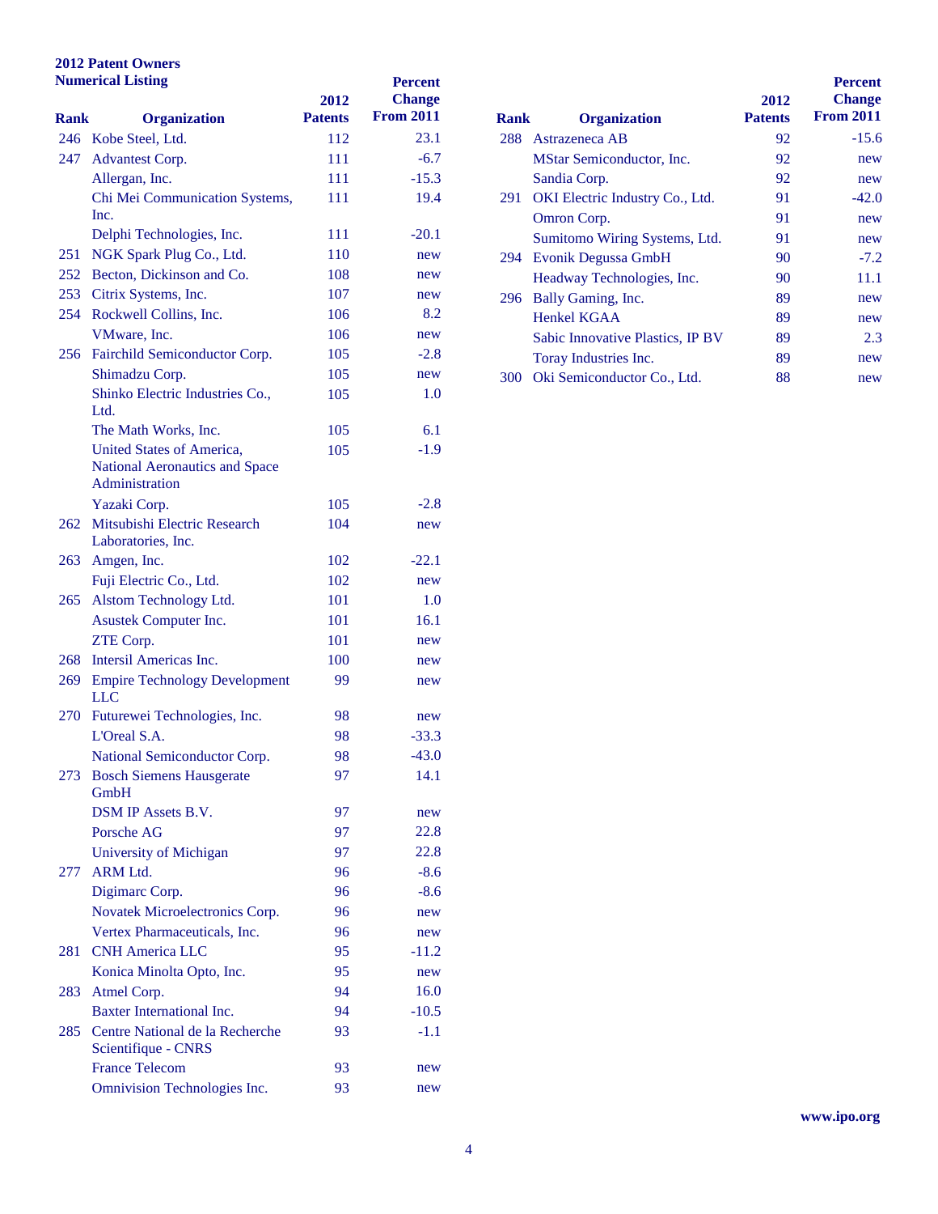**2012 Patent Owners**
**Numerical Listing**

| Rank | Organization | 2012 Patents | Percent Change From 2011 |
|---|---|---|---|
| 246 | Kobe Steel, Ltd. | 112 | 23.1 |
| 247 | Advantest Corp. | 111 | -6.7 |
| | Allergan, Inc. | 111 | -15.3 |
| | Chi Mei Communication Systems, Inc. | 111 | 19.4 |
| | Delphi Technologies, Inc. | 111 | -20.1 |
| 251 | NGK Spark Plug Co., Ltd. | 110 | new |
| 252 | Becton, Dickinson and Co. | 108 | new |
| 253 | Citrix Systems, Inc. | 107 | new |
| 254 | Rockwell Collins, Inc. | 106 | 8.2 |
| | VMware, Inc. | 106 | new |
| 256 | Fairchild Semiconductor Corp. | 105 | -2.8 |
| | Shimadzu Corp. | 105 | new |
| | Shinko Electric Industries Co., Ltd. | 105 | 1.0 |
| | The Math Works, Inc. | 105 | 6.1 |
| | United States of America, National Aeronautics and Space Administration | 105 | -1.9 |
| | Yazaki Corp. | 105 | -2.8 |
| 262 | Mitsubishi Electric Research Laboratories, Inc. | 104 | new |
| 263 | Amgen, Inc. | 102 | -22.1 |
| | Fuji Electric Co., Ltd. | 102 | new |
| 265 | Alstom Technology Ltd. | 101 | 1.0 |
| | Asustek Computer Inc. | 101 | 16.1 |
| | ZTE Corp. | 101 | new |
| 268 | Intersil Americas Inc. | 100 | new |
| 269 | Empire Technology Development LLC | 99 | new |
| 270 | Futurewei Technologies, Inc. | 98 | new |
| | L'Oreal S.A. | 98 | -33.3 |
| | National Semiconductor Corp. | 98 | -43.0 |
| 273 | Bosch Siemens Hausgerate GmbH | 97 | 14.1 |
| | DSM IP Assets B.V. | 97 | new |
| | Porsche AG | 97 | 22.8 |
| | University of Michigan | 97 | 22.8 |
| 277 | ARM Ltd. | 96 | -8.6 |
| | Digimarc Corp. | 96 | -8.6 |
| | Novatek Microelectronics Corp. | 96 | new |
| | Vertex Pharmaceuticals, Inc. | 96 | new |
| 281 | CNH America LLC | 95 | -11.2 |
| | Konica Minolta Opto, Inc. | 95 | new |
| 283 | Atmel Corp. | 94 | 16.0 |
| | Baxter International Inc. | 94 | -10.5 |
| 285 | Centre National de la Recherche Scientifique - CNRS | 93 | -1.1 |
| | France Telecom | 93 | new |
| | Omnivision Technologies Inc. | 93 | new |
| 288 | Astrazeneca AB | 92 | -15.6 |
| | MStar Semiconductor, Inc. | 92 | new |
| | Sandia Corp. | 92 | new |
| 291 | OKI Electric Industry Co., Ltd. | 91 | -42.0 |
| | Omron Corp. | 91 | new |
| | Sumitomo Wiring Systems, Ltd. | 91 | new |
| 294 | Evonik Degussa GmbH | 90 | -7.2 |
| | Headway Technologies, Inc. | 90 | 11.1 |
| 296 | Bally Gaming, Inc. | 89 | new |
| | Henkel KGAA | 89 | new |
| | Sabic Innovative Plastics, IP BV | 89 | 2.3 |
| | Toray Industries Inc. | 89 | new |
| 300 | Oki Semiconductor Co., Ltd. | 88 | new |

www.ipo.org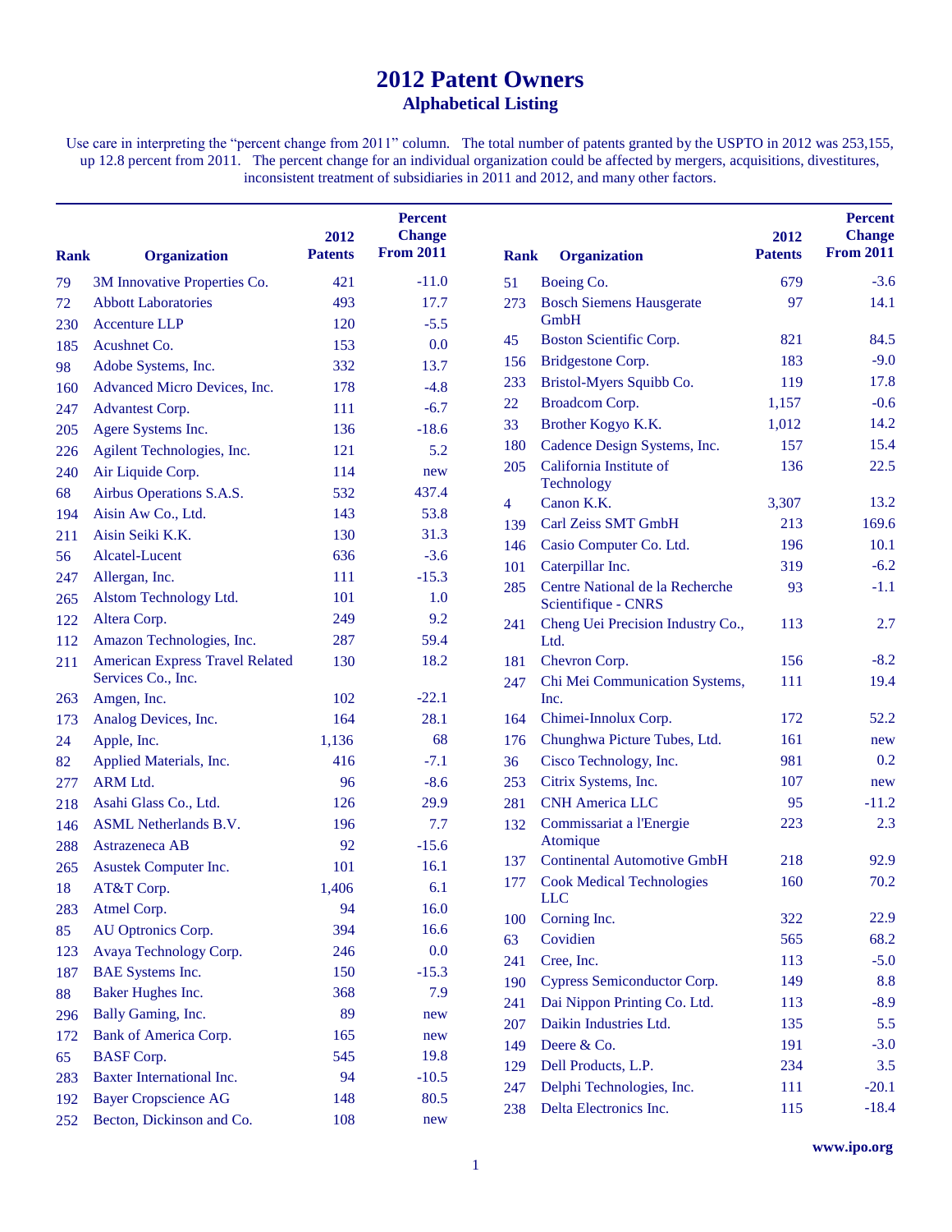# 2012 Patent Owners

## Alphabetical Listing

Use care in interpreting the "percent change from 2011" column. The total number of patents granted by the USPTO in 2012 was 253,155, up 12.8 percent from 2011. The percent change for an individual organization could be affected by mergers, acquisitions, divestitures, inconsistent treatment of subsidiaries in 2011 and 2012, and many other factors.

| Rank | Organization | 2012 Patents | Percent Change From 2011 |
|---|---|---|---|
| 79 | 3M Innovative Properties Co. | 421 | -11.0 |
| 72 | Abbott Laboratories | 493 | 17.7 |
| 230 | Accenture LLP | 120 | -5.5 |
| 185 | Acushnet Co. | 153 | 0.0 |
| 98 | Adobe Systems, Inc. | 332 | 13.7 |
| 160 | Advanced Micro Devices, Inc. | 178 | -4.8 |
| 247 | Advantest Corp. | 111 | -6.7 |
| 205 | Agere Systems Inc. | 136 | -18.6 |
| 226 | Agilent Technologies, Inc. | 121 | 5.2 |
| 240 | Air Liquide Corp. | 114 | new |
| 68 | Airbus Operations S.A.S. | 532 | 437.4 |
| 194 | Aisin Aw Co., Ltd. | 143 | 53.8 |
| 211 | Aisin Seiki K.K. | 130 | 31.3 |
| 56 | Alcatel-Lucent | 636 | -3.6 |
| 247 | Allergan, Inc. | 111 | -15.3 |
| 265 | Alstom Technology Ltd. | 101 | 1.0 |
| 122 | Altera Corp. | 249 | 9.2 |
| 112 | Amazon Technologies, Inc. | 287 | 59.4 |
| 211 | American Express Travel Related Services Co., Inc. | 130 | 18.2 |
| 263 | Amgen, Inc. | 102 | -22.1 |
| 173 | Analog Devices, Inc. | 164 | 28.1 |
| 24 | Apple, Inc. | 1,136 | 68 |
| 82 | Applied Materials, Inc. | 416 | -7.1 |
| 277 | ARM Ltd. | 96 | -8.6 |
| 218 | Asahi Glass Co., Ltd. | 126 | 29.9 |
| 146 | ASML Netherlands B.V. | 196 | 7.7 |
| 288 | Astrazeneca AB | 92 | -15.6 |
| 265 | Asustek Computer Inc. | 101 | 16.1 |
| 18 | AT&T Corp. | 1,406 | 6.1 |
| 283 | Atmel Corp. | 94 | 16.0 |
| 85 | AU Optronics Corp. | 394 | 16.6 |
| 123 | Avaya Technology Corp. | 246 | 0.0 |
| 187 | BAE Systems Inc. | 150 | -15.3 |
| 88 | Baker Hughes Inc. | 368 | 7.9 |
| 296 | Bally Gaming, Inc. | 89 | new |
| 172 | Bank of America Corp. | 165 | new |
| 65 | BASF Corp. | 545 | 19.8 |
| 283 | Baxter International Inc. | 94 | -10.5 |
| 192 | Bayer Cropscience AG | 148 | 80.5 |
| 252 | Becton, Dickinson and Co. | 108 | new |
| 51 | Boeing Co. | 679 | -3.6 |
| 273 | Bosch Siemens Hausgerate GmbH | 97 | 14.1 |
| 45 | Boston Scientific Corp. | 821 | 84.5 |
| 156 | Bridgestone Corp. | 183 | -9.0 |
| 233 | Bristol-Myers Squibb Co. | 119 | 17.8 |
| 22 | Broadcom Corp. | 1,157 | -0.6 |
| 33 | Brother Kogyo K.K. | 1,012 | 14.2 |
| 180 | Cadence Design Systems, Inc. | 157 | 15.4 |
| 205 | California Institute of Technology | 136 | 22.5 |
| 4 | Canon K.K. | 3,307 | 13.2 |
| 139 | Carl Zeiss SMT GmbH | 213 | 169.6 |
| 146 | Casio Computer Co. Ltd. | 196 | 10.1 |
| 101 | Caterpillar Inc. | 319 | -6.2 |
| 285 | Centre National de la Recherche Scientifique - CNRS | 93 | -1.1 |
| 241 | Cheng Uei Precision Industry Co., Ltd. | 113 | 2.7 |
| 181 | Chevron Corp. | 156 | -8.2 |
| 247 | Chi Mei Communication Systems, Inc. | 111 | 19.4 |
| 164 | Chimei-Innolux Corp. | 172 | 52.2 |
| 176 | Chunghwa Picture Tubes, Ltd. | 161 | new |
| 36 | Cisco Technology, Inc. | 981 | 0.2 |
| 253 | Citrix Systems, Inc. | 107 | new |
| 281 | CNH America LLC | 95 | -11.2 |
| 132 | Commissariat a l'Energie Atomique | 223 | 2.3 |
| 137 | Continental Automotive GmbH | 218 | 92.9 |
| 177 | Cook Medical Technologies LLC | 160 | 70.2 |
| 100 | Corning Inc. | 322 | 22.9 |
| 63 | Covidien | 565 | 68.2 |
| 241 | Cree, Inc. | 113 | -5.0 |
| 190 | Cypress Semiconductor Corp. | 149 | 8.8 |
| 241 | Dai Nippon Printing Co. Ltd. | 113 | -8.9 |
| 207 | Daikin Industries Ltd. | 135 | 5.5 |
| 149 | Deere & Co. | 191 | -3.0 |
| 129 | Dell Products, L.P. | 234 | 3.5 |
| 247 | Delphi Technologies, Inc. | 111 | -20.1 |
| 238 | Delta Electronics Inc. | 115 | -18.4 |

www.ipo.org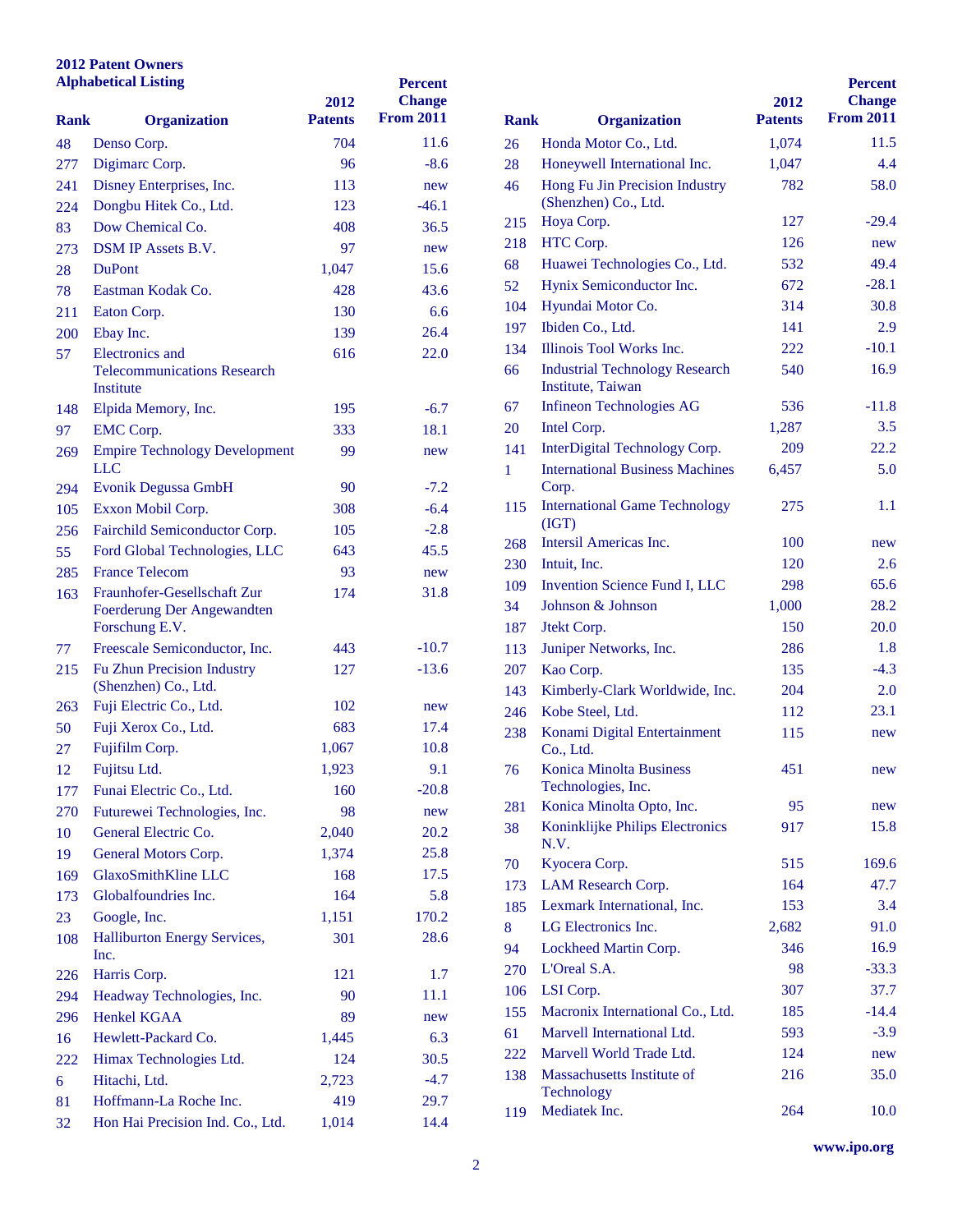**2012 Patent Owners**
**Alphabetical Listing**

| Rank | Organization | 2012 Patents | Percent Change From 2011 |
|---|---|---|---|
| 48 | Denso Corp. | 704 | 11.6 |
| 277 | Digimarc Corp. | 96 | -8.6 |
| 241 | Disney Enterprises, Inc. | 113 | new |
| 224 | Dongbu Hitek Co., Ltd. | 123 | -46.1 |
| 83 | Dow Chemical Co. | 408 | 36.5 |
| 273 | DSM IP Assets B.V. | 97 | new |
| 28 | DuPont | 1,047 | 15.6 |
| 78 | Eastman Kodak Co. | 428 | 43.6 |
| 211 | Eaton Corp. | 130 | 6.6 |
| 200 | Ebay Inc. | 139 | 26.4 |
| 57 | Electronics and Telecommunications Research Institute | 616 | 22.0 |
| 148 | Elpida Memory, Inc. | 195 | -6.7 |
| 97 | EMC Corp. | 333 | 18.1 |
| 269 | Empire Technology Development LLC | 99 | new |
| 294 | Evonik Degussa GmbH | 90 | -7.2 |
| 105 | Exxon Mobil Corp. | 308 | -6.4 |
| 256 | Fairchild Semiconductor Corp. | 105 | -2.8 |
| 55 | Ford Global Technologies, LLC | 643 | 45.5 |
| 285 | France Telecom | 93 | new |
| 163 | Fraunhofer-Gesellschaft Zur Foerderung Der Angewandten Forschung E.V. | 174 | 31.8 |
| 77 | Freescale Semiconductor, Inc. | 443 | -10.7 |
| 215 | Fu Zhun Precision Industry (Shenzhen) Co., Ltd. | 127 | -13.6 |
| 263 | Fuji Electric Co., Ltd. | 102 | new |
| 50 | Fuji Xerox Co., Ltd. | 683 | 17.4 |
| 27 | Fujifilm Corp. | 1,067 | 10.8 |
| 12 | Fujitsu Ltd. | 1,923 | 9.1 |
| 177 | Funai Electric Co., Ltd. | 160 | -20.8 |
| 270 | Futurewei Technologies, Inc. | 98 | new |
| 10 | General Electric Co. | 2,040 | 20.2 |
| 19 | General Motors Corp. | 1,374 | 25.8 |
| 169 | GlaxoSmithKline LLC | 168 | 17.5 |
| 173 | Globalfoundries Inc. | 164 | 5.8 |
| 23 | Google, Inc. | 1,151 | 170.2 |
| 108 | Halliburton Energy Services, Inc. | 301 | 28.6 |
| 226 | Harris Corp. | 121 | 1.7 |
| 294 | Headway Technologies, Inc. | 90 | 11.1 |
| 296 | Henkel KGAA | 89 | new |
| 16 | Hewlett-Packard Co. | 1,445 | 6.3 |
| 222 | Himax Technologies Ltd. | 124 | 30.5 |
| 6 | Hitachi, Ltd. | 2,723 | -4.7 |
| 81 | Hoffmann-La Roche Inc. | 419 | 29.7 |
| 32 | Hon Hai Precision Ind. Co., Ltd. | 1,014 | 14.4 |
| 26 | Honda Motor Co., Ltd. | 1,074 | 11.5 |
| 28 | Honeywell International Inc. | 1,047 | 4.4 |
| 46 | Hong Fu Jin Precision Industry (Shenzhen) Co., Ltd. | 782 | 58.0 |
| 215 | Hoya Corp. | 127 | -29.4 |
| 218 | HTC Corp. | 126 | new |
| 68 | Huawei Technologies Co., Ltd. | 532 | 49.4 |
| 52 | Hynix Semiconductor Inc. | 672 | -28.1 |
| 104 | Hyundai Motor Co. | 314 | 30.8 |
| 197 | Ibiden Co., Ltd. | 141 | 2.9 |
| 134 | Illinois Tool Works Inc. | 222 | -10.1 |
| 66 | Industrial Technology Research Institute, Taiwan | 540 | 16.9 |
| 67 | Infineon Technologies AG | 536 | -11.8 |
| 20 | Intel Corp. | 1,287 | 3.5 |
| 141 | InterDigital Technology Corp. | 209 | 22.2 |
| 1 | International Business Machines Corp. | 6,457 | 5.0 |
| 115 | International Game Technology (IGT) | 275 | 1.1 |
| 268 | Intersil Americas Inc. | 100 | new |
| 230 | Intuit, Inc. | 120 | 2.6 |
| 109 | Invention Science Fund I, LLC | 298 | 65.6 |
| 34 | Johnson & Johnson | 1,000 | 28.2 |
| 187 | Jtekt Corp. | 150 | 20.0 |
| 113 | Juniper Networks, Inc. | 286 | 1.8 |
| 207 | Kao Corp. | 135 | -4.3 |
| 143 | Kimberly-Clark Worldwide, Inc. | 204 | 2.0 |
| 246 | Kobe Steel, Ltd. | 112 | 23.1 |
| 238 | Konami Digital Entertainment Co., Ltd. | 115 | new |
| 76 | Konica Minolta Business Technologies, Inc. | 451 | new |
| 281 | Konica Minolta Opto, Inc. | 95 | new |
| 38 | Koninklijke Philips Electronics N.V. | 917 | 15.8 |
| 70 | Kyocera Corp. | 515 | 169.6 |
| 173 | LAM Research Corp. | 164 | 47.7 |
| 185 | Lexmark International, Inc. | 153 | 3.4 |
| 8 | LG Electronics Inc. | 2,682 | 91.0 |
| 94 | Lockheed Martin Corp. | 346 | 16.9 |
| 270 | L'Oreal S.A. | 98 | -33.3 |
| 106 | LSI Corp. | 307 | 37.7 |
| 155 | Macronix International Co., Ltd. | 185 | -14.4 |
| 61 | Marvell International Ltd. | 593 | -3.9 |
| 222 | Marvell World Trade Ltd. | 124 | new |
| 138 | Massachusetts Institute of Technology | 216 | 35.0 |
| 119 | Mediatek Inc. | 264 | 10.0 |

www.ipo.org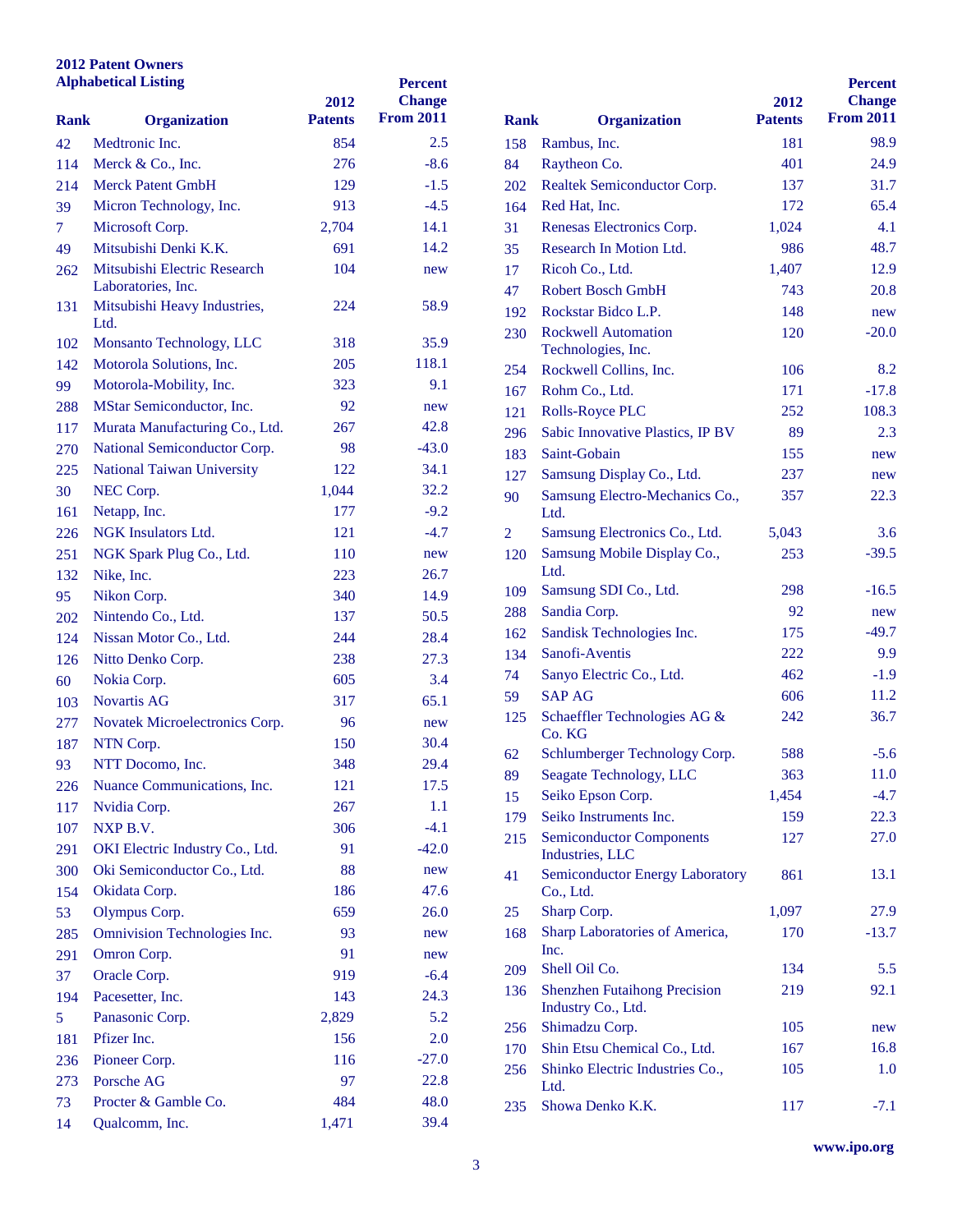**2012 Patent Owners**
**Alphabetical Listing**

| Rank | Organization | 2012 Patents | Percent Change From 2011 |
|---|---|---|---|
| 42 | Medtronic Inc. | 854 | 2.5 |
| 114 | Merck & Co., Inc. | 276 | -8.6 |
| 214 | Merck Patent GmbH | 129 | -1.5 |
| 39 | Micron Technology, Inc. | 913 | -4.5 |
| 7 | Microsoft Corp. | 2,704 | 14.1 |
| 49 | Mitsubishi Denki K.K. | 691 | 14.2 |
| 262 | Mitsubishi Electric Research Laboratories, Inc. | 104 | new |
| 131 | Mitsubishi Heavy Industries, Ltd. | 224 | 58.9 |
| 102 | Monsanto Technology, LLC | 318 | 35.9 |
| 142 | Motorola Solutions, Inc. | 205 | 118.1 |
| 99 | Motorola-Mobility, Inc. | 323 | 9.1 |
| 288 | MStar Semiconductor, Inc. | 92 | new |
| 117 | Murata Manufacturing Co., Ltd. | 267 | 42.8 |
| 270 | National Semiconductor Corp. | 98 | -43.0 |
| 225 | National Taiwan University | 122 | 34.1 |
| 30 | NEC Corp. | 1,044 | 32.2 |
| 161 | Netapp, Inc. | 177 | -9.2 |
| 226 | NGK Insulators Ltd. | 121 | -4.7 |
| 251 | NGK Spark Plug Co., Ltd. | 110 | new |
| 132 | Nike, Inc. | 223 | 26.7 |
| 95 | Nikon Corp. | 340 | 14.9 |
| 202 | Nintendo Co., Ltd. | 137 | 50.5 |
| 124 | Nissan Motor Co., Ltd. | 244 | 28.4 |
| 126 | Nitto Denko Corp. | 238 | 27.3 |
| 60 | Nokia Corp. | 605 | 3.4 |
| 103 | Novartis AG | 317 | 65.1 |
| 277 | Novatek Microelectronics Corp. | 96 | new |
| 187 | NTN Corp. | 150 | 30.4 |
| 93 | NTT Docomo, Inc. | 348 | 29.4 |
| 226 | Nuance Communications, Inc. | 121 | 17.5 |
| 117 | Nvidia Corp. | 267 | 1.1 |
| 107 | NXP B.V. | 306 | -4.1 |
| 291 | OKI Electric Industry Co., Ltd. | 91 | -42.0 |
| 300 | Oki Semiconductor Co., Ltd. | 88 | new |
| 154 | Okidata Corp. | 186 | 47.6 |
| 53 | Olympus Corp. | 659 | 26.0 |
| 285 | Omnivision Technologies Inc. | 93 | new |
| 291 | Omron Corp. | 91 | new |
| 37 | Oracle Corp. | 919 | -6.4 |
| 194 | Pacesetter, Inc. | 143 | 24.3 |
| 5 | Panasonic Corp. | 2,829 | 5.2 |
| 181 | Pfizer Inc. | 156 | 2.0 |
| 236 | Pioneer Corp. | 116 | -27.0 |
| 273 | Porsche AG | 97 | 22.8 |
| 73 | Procter & Gamble Co. | 484 | 48.0 |
| 14 | Qualcomm, Inc. | 1,471 | 39.4 |
| 158 | Rambus, Inc. | 181 | 98.9 |
| 84 | Raytheon Co. | 401 | 24.9 |
| 202 | Realtek Semiconductor Corp. | 137 | 31.7 |
| 164 | Red Hat, Inc. | 172 | 65.4 |
| 31 | Renesas Electronics Corp. | 1,024 | 4.1 |
| 35 | Research In Motion Ltd. | 986 | 48.7 |
| 17 | Ricoh Co., Ltd. | 1,407 | 12.9 |
| 47 | Robert Bosch GmbH | 743 | 20.8 |
| 192 | Rockstar Bidco L.P. | 148 | new |
| 230 | Rockwell Automation Technologies, Inc. | 120 | -20.0 |
| 254 | Rockwell Collins, Inc. | 106 | 8.2 |
| 167 | Rohm Co., Ltd. | 171 | -17.8 |
| 121 | Rolls-Royce PLC | 252 | 108.3 |
| 296 | Sabic Innovative Plastics, IP BV | 89 | 2.3 |
| 183 | Saint-Gobain | 155 | new |
| 127 | Samsung Display Co., Ltd. | 237 | new |
| 90 | Samsung Electro-Mechanics Co., Ltd. | 357 | 22.3 |
| 2 | Samsung Electronics Co., Ltd. | 5,043 | 3.6 |
| 120 | Samsung Mobile Display Co., Ltd. | 253 | -39.5 |
| 109 | Samsung SDI Co., Ltd. | 298 | -16.5 |
| 288 | Sandia Corp. | 92 | new |
| 162 | Sandisk Technologies Inc. | 175 | -49.7 |
| 134 | Sanofi-Aventis | 222 | 9.9 |
| 74 | Sanyo Electric Co., Ltd. | 462 | -1.9 |
| 59 | SAP AG | 606 | 11.2 |
| 125 | Schaeffler Technologies AG & Co. KG | 242 | 36.7 |
| 62 | Schlumberger Technology Corp. | 588 | -5.6 |
| 89 | Seagate Technology, LLC | 363 | 11.0 |
| 15 | Seiko Epson Corp. | 1,454 | -4.7 |
| 179 | Seiko Instruments Inc. | 159 | 22.3 |
| 215 | Semiconductor Components Industries, LLC | 127 | 27.0 |
| 41 | Semiconductor Energy Laboratory Co., Ltd. | 861 | 13.1 |
| 25 | Sharp Corp. | 1,097 | 27.9 |
| 168 | Sharp Laboratories of America, Inc. | 170 | -13.7 |
| 209 | Shell Oil Co. | 134 | 5.5 |
| 136 | Shenzhen Futaihong Precision Industry Co., Ltd. | 219 | 92.1 |
| 256 | Shimadzu Corp. | 105 | new |
| 170 | Shin Etsu Chemical Co., Ltd. | 167 | 16.8 |
| 256 | Shinko Electric Industries Co., Ltd. | 105 | 1.0 |
| 235 | Showa Denko K.K. | 117 | -7.1 |

www.ipo.org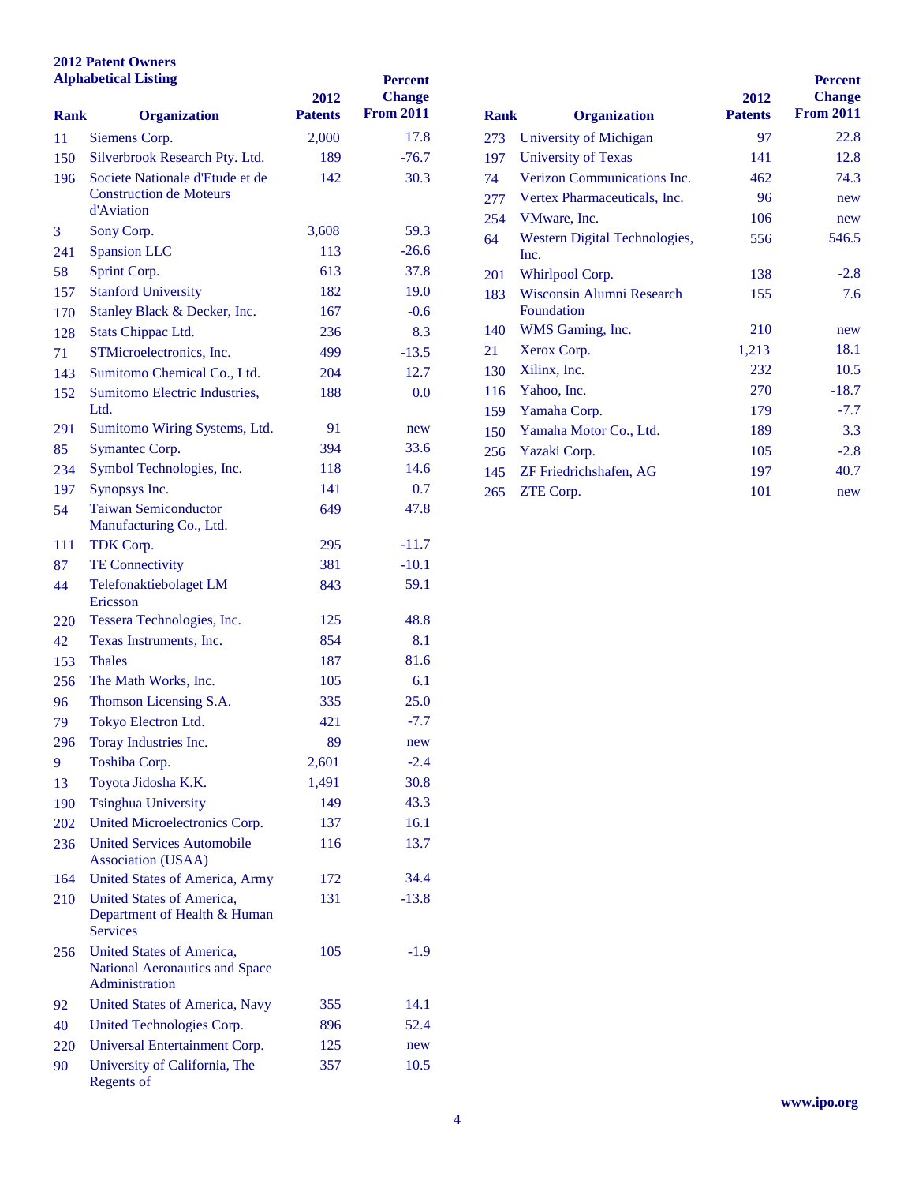**2012 Patent Owners**
**Alphabetical Listing**

| Rank | Organization | 2012 Patents | Percent Change From 2011 |
|---|---|---|---|
| 11 | Siemens Corp. | 2,000 | 17.8 |
| 150 | Silverbrook Research Pty. Ltd. | 189 | -76.7 |
| 196 | Societe Nationale d'Etude et de Construction de Moteurs d'Aviation | 142 | 30.3 |
| 3 | Sony Corp. | 3,608 | 59.3 |
| 241 | Spansion LLC | 113 | -26.6 |
| 58 | Sprint Corp. | 613 | 37.8 |
| 157 | Stanford University | 182 | 19.0 |
| 170 | Stanley Black & Decker, Inc. | 167 | -0.6 |
| 128 | Stats Chippac Ltd. | 236 | 8.3 |
| 71 | STMicroelectronics, Inc. | 499 | -13.5 |
| 143 | Sumitomo Chemical Co., Ltd. | 204 | 12.7 |
| 152 | Sumitomo Electric Industries, Ltd. | 188 | 0.0 |
| 291 | Sumitomo Wiring Systems, Ltd. | 91 | new |
| 85 | Symantec Corp. | 394 | 33.6 |
| 234 | Symbol Technologies, Inc. | 118 | 14.6 |
| 197 | Synopsys Inc. | 141 | 0.7 |
| 54 | Taiwan Semiconductor Manufacturing Co., Ltd. | 649 | 47.8 |
| 111 | TDK Corp. | 295 | -11.7 |
| 87 | TE Connectivity | 381 | -10.1 |
| 44 | Telefonaktiebolaget LM Ericsson | 843 | 59.1 |
| 220 | Tessera Technologies, Inc. | 125 | 48.8 |
| 42 | Texas Instruments, Inc. | 854 | 8.1 |
| 153 | Thales | 187 | 81.6 |
| 256 | The Math Works, Inc. | 105 | 6.1 |
| 96 | Thomson Licensing S.A. | 335 | 25.0 |
| 79 | Tokyo Electron Ltd. | 421 | -7.7 |
| 296 | Toray Industries Inc. | 89 | new |
| 9 | Toshiba Corp. | 2,601 | -2.4 |
| 13 | Toyota Jidosha K.K. | 1,491 | 30.8 |
| 190 | Tsinghua University | 149 | 43.3 |
| 202 | United Microelectronics Corp. | 137 | 16.1 |
| 236 | United Services Automobile Association (USAA) | 116 | 13.7 |
| 164 | United States of America, Army | 172 | 34.4 |
| 210 | United States of America, Department of Health & Human Services | 131 | -13.8 |
| 256 | United States of America, National Aeronautics and Space Administration | 105 | -1.9 |
| 92 | United States of America, Navy | 355 | 14.1 |
| 40 | United Technologies Corp. | 896 | 52.4 |
| 220 | Universal Entertainment Corp. | 125 | new |
| 90 | University of California, The Regents of | 357 | 10.5 |
| 273 | University of Michigan | 97 | 22.8 |
| 197 | University of Texas | 141 | 12.8 |
| 74 | Verizon Communications Inc. | 462 | 74.3 |
| 277 | Vertex Pharmaceuticals, Inc. | 96 | new |
| 254 | VMware, Inc. | 106 | new |
| 64 | Western Digital Technologies, Inc. | 556 | 546.5 |
| 201 | Whirlpool Corp. | 138 | -2.8 |
| 183 | Wisconsin Alumni Research Foundation | 155 | 7.6 |
| 140 | WMS Gaming, Inc. | 210 | new |
| 21 | Xerox Corp. | 1,213 | 18.1 |
| 130 | Xilinx, Inc. | 232 | 10.5 |
| 116 | Yahoo, Inc. | 270 | -18.7 |
| 159 | Yamaha Corp. | 179 | -7.7 |
| 150 | Yamaha Motor Co., Ltd. | 189 | 3.3 |
| 256 | Yazaki Corp. | 105 | -2.8 |
| 145 | ZF Friedrichshafen, AG | 197 | 40.7 |
| 265 | ZTE Corp. | 101 | new |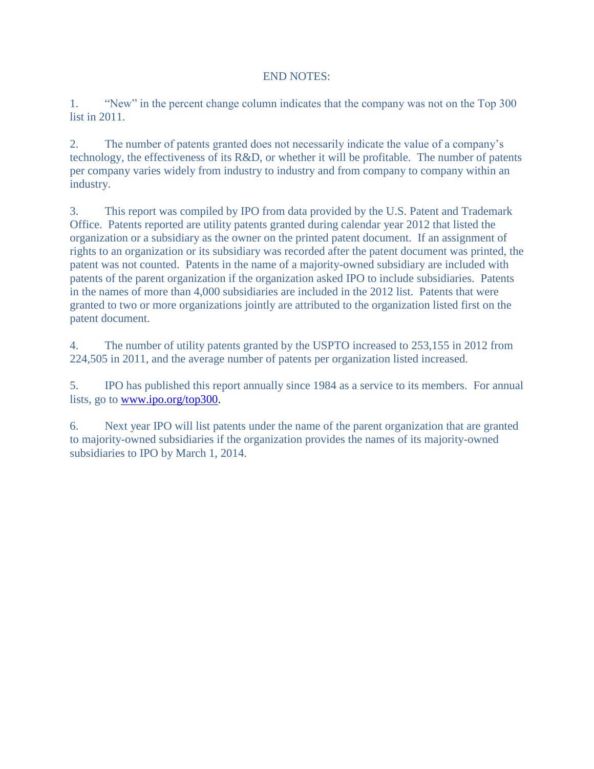# END NOTES:

1. "New" in the percent change column indicates that the company was not on the Top 300 list in 2011.

2. The number of patents granted does not necessarily indicate the value of a company's technology, the effectiveness of its R&D, or whether it will be profitable. The number of patents per company varies widely from industry to industry and from company to company within an industry.

3. This report was compiled by IPO from data provided by the U.S. Patent and Trademark Office. Patents reported are utility patents granted during calendar year 2012 that listed the organization or a subsidiary as the owner on the printed patent document. If an assignment of rights to an organization or its subsidiary was recorded after the patent document was printed, the patent was not counted. Patents in the name of a majority-owned subsidiary are included with patents of the parent organization if the organization asked IPO to include subsidiaries. Patents in the names of more than 4,000 subsidiaries are included in the 2012 list. Patents that were granted to two or more organizations jointly are attributed to the organization listed first on the patent document.

4. The number of utility patents granted by the USPTO increased to 253,155 in 2012 from 224,505 in 2011, and the average number of patents per organization listed increased.

5. IPO has published this report annually since 1984 as a service to its members. For annual lists, go to [www.ipo.org/top300](http://www.ipo.org/top300).

6. Next year IPO will list patents under the name of the parent organization that are granted to majority-owned subsidiaries if the organization provides the names of its majority-owned subsidiaries to IPO by March 1, 2014.